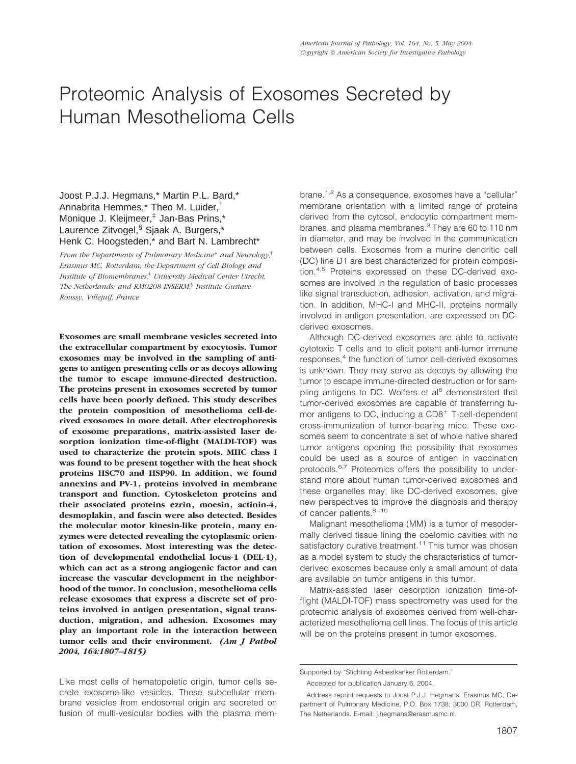# Proteomic Analysis of Exosomes Secreted by Human Mesothelioma Cells

Joost P.J.J. Hegmans,* Martin P.L. Bard,* Annabrita Hemmes,* Theo M. Luider,† Monique J. Kleijmeer,‡ Jan-Bas Prins,* Laurence Zitvogel,§ Sjaak A. Burgers,* Henk C. Hoogsteden,* and Bart N. Lambrecht*

*From the Departments of Pulmonary Medicine* and Neurology,† Erasmus MC, Rotterdam; the Department of Cell Biology and Institute of Biomembranes,‡ University Medical Center Utrecht, The Netherlands; and RM0208 INSERM,§ Institute Gustave Roussy, Villejuif, France*

**Exosomes are small membrane vesicles secreted into the extracellular compartment by exocytosis. Tumor exosomes may be involved in the sampling of antigens to antigen presenting cells or as decoys allowing the tumor to escape immune-directed destruction. The proteins present in exosomes secreted by tumor cells have been poorly defined. This study describes the protein composition of mesothelioma cell-derived exosomes in more detail. After electrophoresis of exosome preparations, matrix-assisted laser desorption ionization time-of-flight (MALDI-TOF) was used to characterize the protein spots. MHC class I was found to be present together with the heat shock proteins HSC70 and HSP90. In addition, we found annexins and PV-1, proteins involved in membrane transport and function. Cytoskeleton proteins and their associated proteins ezrin, moesin, actinin-4, desmoplakin, and fascin were also detected. Besides the molecular motor kinesin-like protein, many enzymes were detected revealing the cytoplasmic orientation of exosomes. Most interesting was the detection of developmental endothelial locus-1 (DEL-1), which can act as a strong angiogenic factor and can increase the vascular development in the neighborhood of the tumor. In conclusion, mesothelioma cells release exosomes that express a discrete set of proteins involved in antigen presentation, signal transduction, migration, and adhesion. Exosomes may play an important role in the interaction between tumor cells and their environment.** ***(Am J Pathol 2004, 164:1807–1815)***

Like most cells of hematopoietic origin, tumor cells secrete exosome-like vesicles. These subcellular membrane vesicles from endosomal origin are secreted on fusion of multi-vesicular bodies with the plasma membrane.[1,2] As a consequence, exosomes have a "cellular" membrane orientation with a limited range of proteins derived from the cytosol, endocytic compartment membranes, and plasma membranes.[3] They are 60 to 110 nm in diameter, and may be involved in the communication between cells. Exosomes from a murine dendritic cell (DC) line D1 are best characterized for protein composition.[4,5] Proteins expressed on these DC-derived exosomes are involved in the regulation of basic processes like signal transduction, adhesion, activation, and migration. In addition, MHC-I and MHC-II, proteins normally involved in antigen presentation, are expressed on DC-derived exosomes.

Although DC-derived exosomes are able to activate cytotoxic T cells and to elicit potent anti-tumor immune responses,[4] the function of tumor cell-derived exosomes is unknown. They may serve as decoys by allowing the tumor to escape immune-directed destruction or for sampling antigens to DC. Wolfers et al[6] demonstrated that tumor-derived exosomes are capable of transferring tumor antigens to DC, inducing a $CD8^+$ T-cell-dependent cross-immunization of tumor-bearing mice. These exosomes seem to concentrate a set of whole native shared tumor antigens opening the possibility that exosomes could be used as a source of antigen in vaccination protocols.[6,7] Proteomics offers the possibility to understand more about human tumor-derived exosomes and these organelles may, like DC-derived exosomes, give new perspectives to improve the diagnosis and therapy of cancer patients.[8–10]

Malignant mesothelioma (MM) is a tumor of mesodermally derived tissue lining the coelomic cavities with no satisfactory curative treatment.[11] This tumor was chosen as a model system to study the characteristics of tumor-derived exosomes because only a small amount of data are available on tumor antigens in this tumor.

Matrix-assisted laser desorption ionization time-of-flight (MALDI-TOF) mass spectrometry was used for the proteomic analysis of exosomes derived from well-characterized mesothelioma cell lines. The focus of this article will be on the proteins present in tumor exosomes.

---

Supported by "Stichting Asbestkanker Rotterdam."

Accepted for publication January 6, 2004.

Address reprint requests to Joost P.J.J. Hegmans, Erasmus MC, Department of Pulmonary Medicine, P.O. Box 1738; 3000 DR, Rotterdam, The Netherlands. E-mail: j.hegmans@erasmusmc.nl.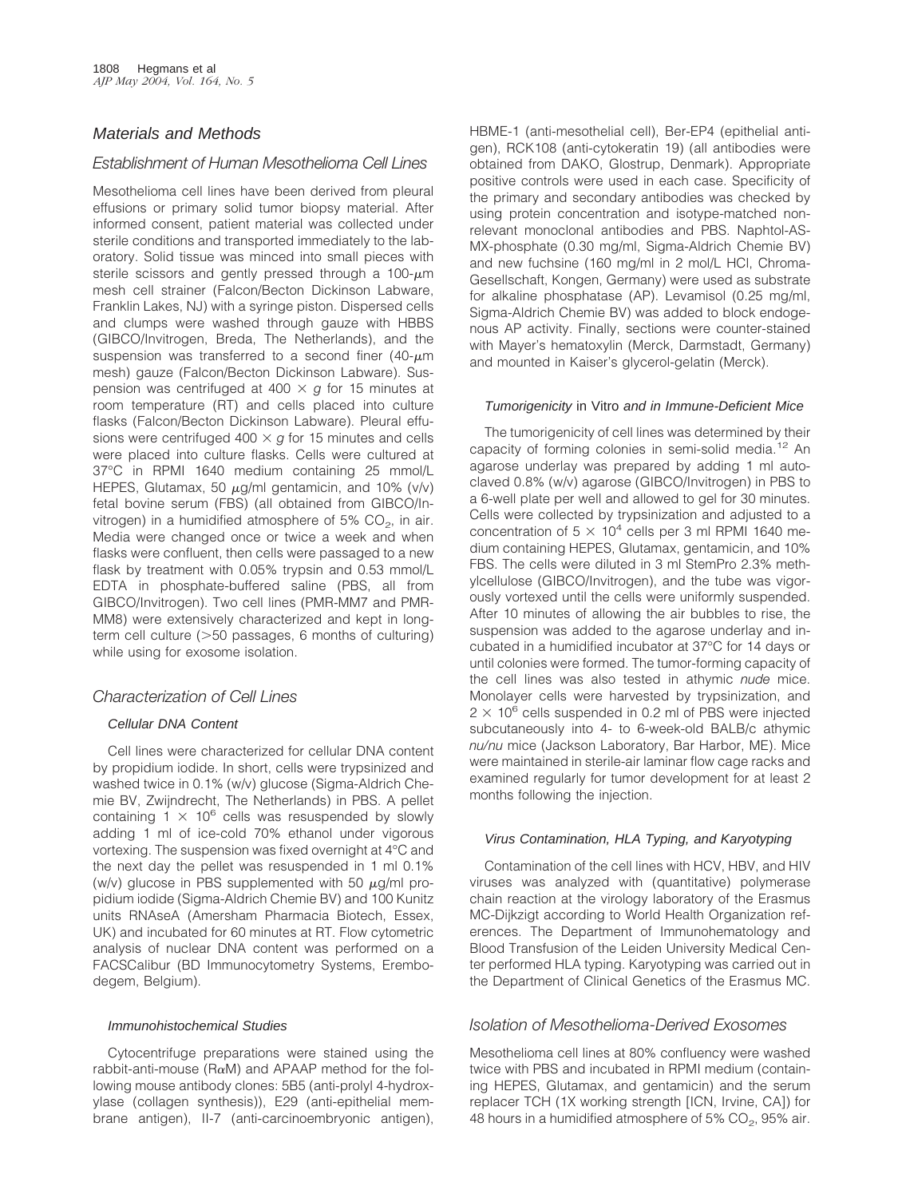## Materials and Methods

### Establishment of Human Mesothelioma Cell Lines

Mesothelioma cell lines have been derived from pleural effusions or primary solid tumor biopsy material. After informed consent, patient material was collected under sterile conditions and transported immediately to the laboratory. Solid tissue was minced into small pieces with sterile scissors and gently pressed through a 100-μm mesh cell strainer (Falcon/Becton Dickinson Labware, Franklin Lakes, NJ) with a syringe piston. Dispersed cells and clumps were washed through gauze with HBBS (GIBCO/Invitrogen, Breda, The Netherlands), and the suspension was transferred to a second finer (40-μm mesh) gauze (Falcon/Becton Dickinson Labware). Suspension was centrifuged at 400 × *g* for 15 minutes at room temperature (RT) and cells placed into culture flasks (Falcon/Becton Dickinson Labware). Pleural effusions were centrifuged 400 × *g* for 15 minutes and cells were placed into culture flasks. Cells were cultured at 37°C in RPMI 1640 medium containing 25 mmol/L HEPES, Glutamax, 50 μg/ml gentamicin, and 10% (v/v) fetal bovine serum (FBS) (all obtained from GIBCO/Invitrogen) in a humidified atmosphere of 5% $CO_2$, in air. Media were changed once or twice a week and when flasks were confluent, then cells were passaged to a new flask by treatment with 0.05% trypsin and 0.53 mmol/L EDTA in phosphate-buffered saline (PBS, all from GIBCO/Invitrogen). Two cell lines (PMR-MM7 and PMR-MM8) were extensively characterized and kept in long-term cell culture (>50 passages, 6 months of culturing) while using for exosome isolation.

### Characterization of Cell Lines

#### Cellular DNA Content

Cell lines were characterized for cellular DNA content by propidium iodide. In short, cells were trypsinized and washed twice in 0.1% (w/v) glucose (Sigma-Aldrich Chemie BV, Zwijndrecht, The Netherlands) in PBS. A pellet containing 1 × $10^6$ cells was resuspended by slowly adding 1 ml of ice-cold 70% ethanol under vigorous vortexing. The suspension was fixed overnight at 4°C and the next day the pellet was resuspended in 1 ml 0.1% (w/v) glucose in PBS supplemented with 50 μg/ml propidium iodide (Sigma-Aldrich Chemie BV) and 100 Kunitz units RNAseA (Amersham Pharmacia Biotech, Essex, UK) and incubated for 60 minutes at RT. Flow cytometric analysis of nuclear DNA content was performed on a FACSCalibur (BD Immunocytometry Systems, Erembodegem, Belgium).

#### Immunohistochemical Studies

Cytocentrifuge preparations were stained using the rabbit-anti-mouse (RαM) and APAAP method for the following mouse antibody clones: 5B5 (anti-prolyl 4-hydroxylase (collagen synthesis)), E29 (anti-epithelial membrane antigen), II-7 (anti-carcinoembryonic antigen), HBME-1 (anti-mesothelial cell), Ber-EP4 (epithelial antigen), RCK108 (anti-cytokeratin 19) (all antibodies were obtained from DAKO, Glostrup, Denmark). Appropriate positive controls were used in each case. Specificity of the primary and secondary antibodies was checked by using protein concentration and isotype-matched nonrelevant monoclonal antibodies and PBS. Naphtol-AS-MX-phosphate (0.30 mg/ml, Sigma-Aldrich Chemie BV) and new fuchsine (160 mg/ml in 2 mol/L HCl, Chroma-Gesellschaft, Kongen, Germany) were used as substrate for alkaline phosphatase (AP). Levamisol (0.25 mg/ml, Sigma-Aldrich Chemie BV) was added to block endogenous AP activity. Finally, sections were counter-stained with Mayer's hematoxylin (Merck, Darmstadt, Germany) and mounted in Kaiser's glycerol-gelatin (Merck).

#### Tumorigenicity *in Vitro* and in Immune-Deficient Mice

The tumorigenicity of cell lines was determined by their capacity of forming colonies in semi-solid media.[12] An agarose underlay was prepared by adding 1 ml autoclaved 0.8% (w/v) agarose (GIBCO/Invitrogen) in PBS to a 6-well plate per well and allowed to gel for 30 minutes. Cells were collected by trypsinization and adjusted to a concentration of 5 × $10^4$ cells per 3 ml RPMI 1640 medium containing HEPES, Glutamax, gentamicin, and 10% FBS. The cells were diluted in 3 ml StemPro 2.3% methylcellulose (GIBCO/Invitrogen), and the tube was vigorously vortexed until the cells were uniformly suspended. After 10 minutes of allowing the air bubbles to rise, the suspension was added to the agarose underlay and incubated in a humidified incubator at 37°C for 14 days or until colonies were formed. The tumor-forming capacity of the cell lines was also tested in athymic *nude* mice. Monolayer cells were harvested by trypsinization, and 2 × $10^6$ cells suspended in 0.2 ml of PBS were injected subcutaneously into 4- to 6-week-old BALB/c athymic *nu/nu* mice (Jackson Laboratory, Bar Harbor, ME). Mice were maintained in sterile-air laminar flow cage racks and examined regularly for tumor development for at least 2 months following the injection.

#### Virus Contamination, HLA Typing, and Karyotyping

Contamination of the cell lines with HCV, HBV, and HIV viruses was analyzed with (quantitative) polymerase chain reaction at the virology laboratory of the Erasmus MC-Dijkzigt according to World Health Organization references. The Department of Immunohematology and Blood Transfusion of the Leiden University Medical Center performed HLA typing. Karyotyping was carried out in the Department of Clinical Genetics of the Erasmus MC.

### Isolation of Mesothelioma-Derived Exosomes

Mesothelioma cell lines at 80% confluency were washed twice with PBS and incubated in RPMI medium (containing HEPES, Glutamax, and gentamicin) and the serum replacer TCH (1X working strength [ICN, Irvine, CA]) for 48 hours in a humidified atmosphere of 5% $CO_2$, 95% air.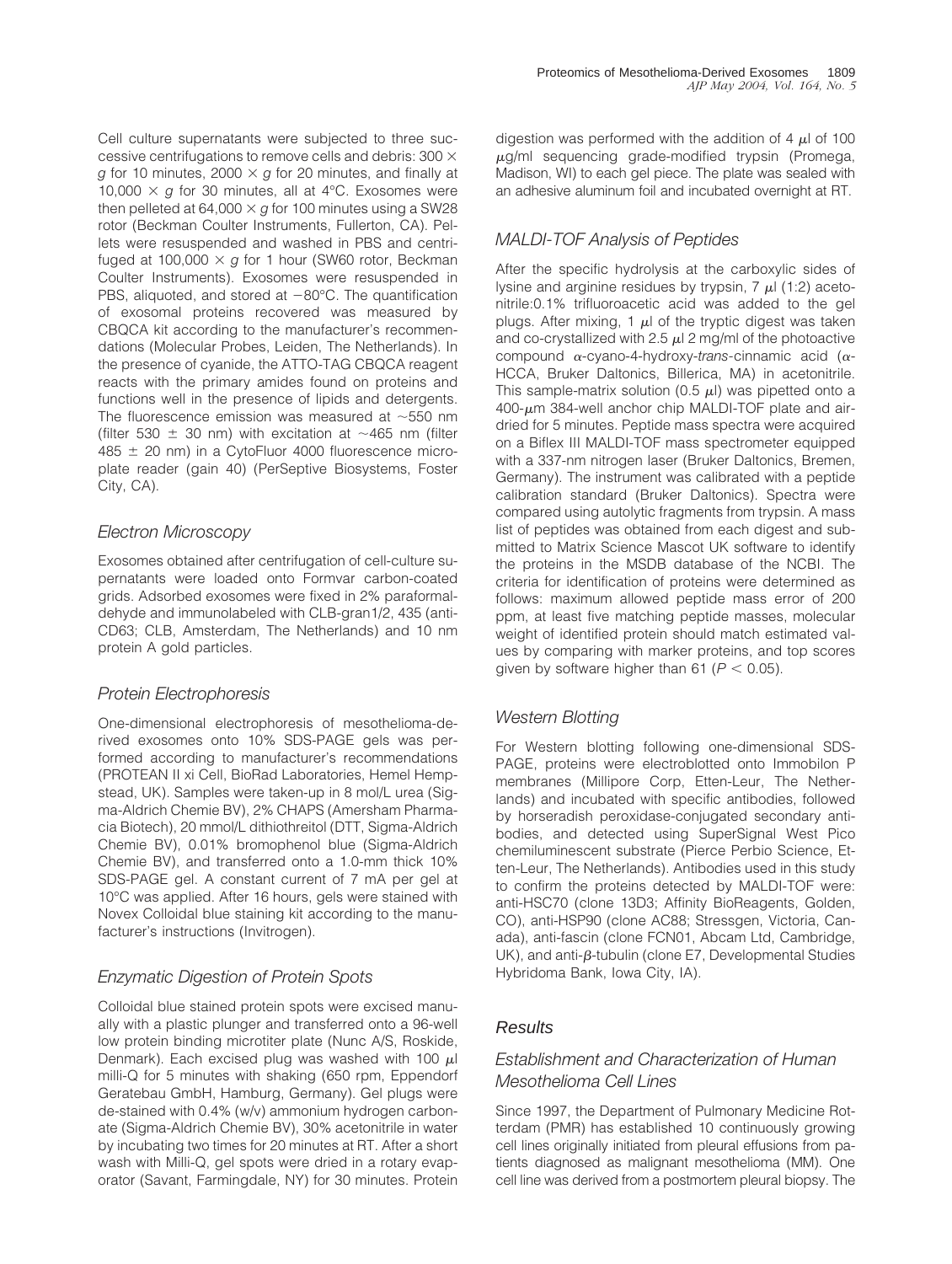Cell culture supernatants were subjected to three successive centrifugations to remove cells and debris: 300 × *g* for 10 minutes, 2000 × *g* for 20 minutes, and finally at 10,000 × *g* for 30 minutes, all at 4°C. Exosomes were then pelleted at 64,000 × *g* for 100 minutes using a SW28 rotor (Beckman Coulter Instruments, Fullerton, CA). Pellets were resuspended and washed in PBS and centrifuged at 100,000 × *g* for 1 hour (SW60 rotor, Beckman Coulter Instruments). Exosomes were resuspended in PBS, aliquoted, and stored at −80°C. The quantification of exosomal proteins recovered was measured by CBQCA kit according to the manufacturer's recommendations (Molecular Probes, Leiden, The Netherlands). In the presence of cyanide, the ATTO-TAG CBQCA reagent reacts with the primary amides found on proteins and functions well in the presence of lipids and detergents. The fluorescence emission was measured at ~550 nm (filter 530 ± 30 nm) with excitation at ~465 nm (filter 485 ± 20 nm) in a CytoFluor 4000 fluorescence microplate reader (gain 40) (PerSeptive Biosystems, Foster City, CA).

## Electron Microscopy

Exosomes obtained after centrifugation of cell-culture supernatants were loaded onto Formvar carbon-coated grids. Adsorbed exosomes were fixed in 2% paraformaldehyde and immunolabeled with CLB-gran1/2, 435 (anti-CD63; CLB, Amsterdam, The Netherlands) and 10 nm protein A gold particles.

## Protein Electrophoresis

One-dimensional electrophoresis of mesothelioma-derived exosomes onto 10% SDS-PAGE gels was performed according to manufacturer's recommendations (PROTEAN II xi Cell, BioRad Laboratories, Hemel Hempstead, UK). Samples were taken-up in 8 mol/L urea (Sigma-Aldrich Chemie BV), 2% CHAPS (Amersham Pharmacia Biotech), 20 mmol/L dithiothreitol (DTT, Sigma-Aldrich Chemie BV), 0.01% bromophenol blue (Sigma-Aldrich Chemie BV), and transferred onto a 1.0-mm thick 10% SDS-PAGE gel. A constant current of 7 mA per gel at 10°C was applied. After 16 hours, gels were stained with Novex Colloidal blue staining kit according to the manufacturer's instructions (Invitrogen).

## Enzymatic Digestion of Protein Spots

Colloidal blue stained protein spots were excised manually with a plastic plunger and transferred onto a 96-well low protein binding microtiter plate (Nunc A/S, Roskide, Denmark). Each excised plug was washed with 100 μl milli-Q for 5 minutes with shaking (650 rpm, Eppendorf Geratebau GmbH, Hamburg, Germany). Gel plugs were de-stained with 0.4% (w/v) ammonium hydrogen carbonate (Sigma-Aldrich Chemie BV), 30% acetonitrile in water by incubating two times for 20 minutes at RT. After a short wash with Milli-Q, gel spots were dried in a rotary evaporator (Savant, Farmingdale, NY) for 30 minutes. Protein digestion was performed with the addition of 4 μl of 100 μg/ml sequencing grade-modified trypsin (Promega, Madison, WI) to each gel piece. The plate was sealed with an adhesive aluminum foil and incubated overnight at RT.

## MALDI-TOF Analysis of Peptides

After the specific hydrolysis at the carboxylic sides of lysine and arginine residues by trypsin, 7 μl (1:2) acetonitrile:0.1% trifluoroacetic acid was added to the gel plugs. After mixing, 1 μl of the tryptic digest was taken and co-crystallized with 2.5 μl 2 mg/ml of the photoactive compound α-cyano-4-hydroxy-*trans*-cinnamic acid (α-HCCA, Bruker Daltonics, Billerica, MA) in acetonitrile. This sample-matrix solution (0.5 μl) was pipetted onto a 400-μm 384-well anchor chip MALDI-TOF plate and air-dried for 5 minutes. Peptide mass spectra were acquired on a Biflex III MALDI-TOF mass spectrometer equipped with a 337-nm nitrogen laser (Bruker Daltonics, Bremen, Germany). The instrument was calibrated with a peptide calibration standard (Bruker Daltonics). Spectra were compared using autolytic fragments from trypsin. A mass list of peptides was obtained from each digest and submitted to Matrix Science Mascot UK software to identify the proteins in the MSDB database of the NCBI. The criteria for identification of proteins were determined as follows: maximum allowed peptide mass error of 200 ppm, at least five matching peptide masses, molecular weight of identified protein should match estimated values by comparing with marker proteins, and top scores given by software higher than 61 ($P < 0.05$).

## Western Blotting

For Western blotting following one-dimensional SDS-PAGE, proteins were electroblotted onto Immobilon P membranes (Millipore Corp, Etten-Leur, The Netherlands) and incubated with specific antibodies, followed by horseradish peroxidase-conjugated secondary antibodies, and detected using SuperSignal West Pico chemiluminescent substrate (Pierce Perbio Science, Etten-Leur, The Netherlands). Antibodies used in this study to confirm the proteins detected by MALDI-TOF were: anti-HSC70 (clone 13D3; Affinity BioReagents, Golden, CO), anti-HSP90 (clone AC88; Stressgen, Victoria, Canada), anti-fascin (clone FCN01, Abcam Ltd, Cambridge, UK), and anti-β-tubulin (clone E7, Developmental Studies Hybridoma Bank, Iowa City, IA).

# Results

## Establishment and Characterization of Human Mesothelioma Cell Lines

Since 1997, the Department of Pulmonary Medicine Rotterdam (PMR) has established 10 continuously growing cell lines originally initiated from pleural effusions from patients diagnosed as malignant mesothelioma (MM). One cell line was derived from a postmortem pleural biopsy. The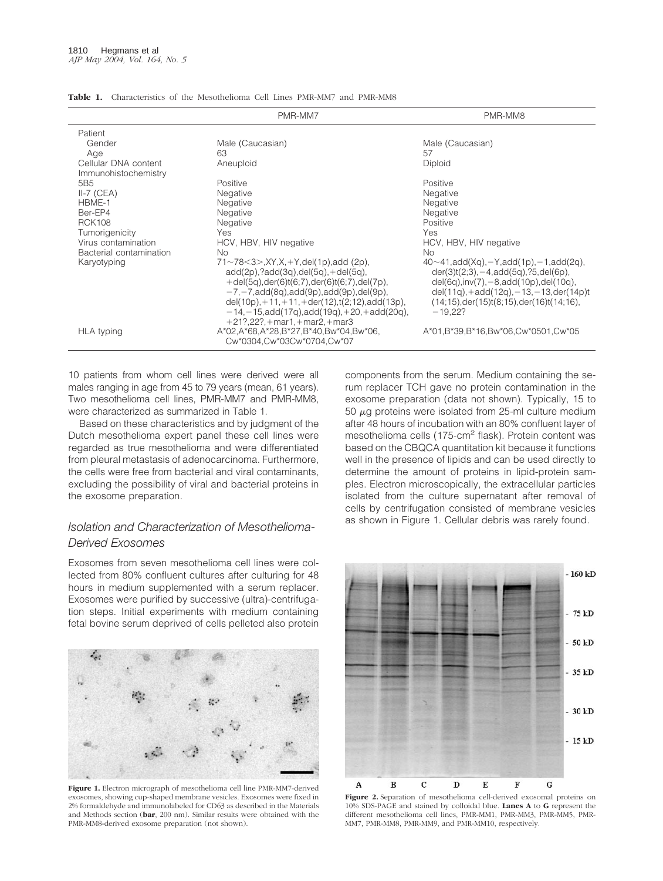**Table 1.** Characteristics of the Mesothelioma Cell Lines PMR-MM7 and PMR-MM8

| | PMR-MM7 | PMR-MM8 |
|---|---|---|
| Patient | | |
| Gender | Male (Caucasian) | Male (Caucasian) |
| Age | 63 | 57 |
| Cellular DNA content | Aneuploid | Diploid |
| Immunohistochemistry | | |
| 5B5 | Positive | Positive |
| II-7 (CEA) | Negative | Negative |
| HBME-1 | Negative | Negative |
| Ber-EP4 | Negative | Negative |
| RCK108 | Negative | Positive |
| Tumorigenicity | Yes | Yes |
| Virus contamination | HCV, HBV, HIV negative | HCV, HBV, HIV negative |
| Bacterial contamination | No | No |
| Karyotyping | 71~78<3>,XY,X,+Y,del(1p),add (2p), add(2p),?add(3q),del(5q),+del(5q), +del(5q),der(6)t(6;7),der(6)t(6;7),del(7p), −7,−7,add(8q),add(9p),add(9p),del(9p), del(10p),+11,+11,+der(12),t(2;12),add(13p), −14,−15,add(17q),add(19q),+20,+add(20q), +21?,22?,+mar1,+mar2,+mar3 | 40~41,add(Xq),−Y,add(1p),−1,add(2q), der(3)t(2;3),−4,add(5q),?5,del(6p), del(6q),inv(7),−8,add(10p),del(10q), del(11q),+add(12q),−13,−13,der(14p)t (14;15),der(15)t(8;15),der(16)t(14;16), −19,22? |
| HLA typing | A*02,A*68,A*28,B*27,B*40,Bw*04,Bw*06, Cw*0304,Cw*03Cw*0704,Cw*07 | A*01,B*39,B*16,Bw*06,Cw*0501,Cw*05 |

10 patients from whom cell lines were derived were all males ranging in age from 45 to 79 years (mean, 61 years). Two mesothelioma cell lines, PMR-MM7 and PMR-MM8, were characterized as summarized in Table 1.

Based on these characteristics and by judgment of the Dutch mesothelioma expert panel these cell lines were regarded as true mesothelioma and were differentiated from pleural metastasis of adenocarcinoma. Furthermore, the cells were free from bacterial and viral contaminants, excluding the possibility of viral and bacterial proteins in the exosome preparation.

### Isolation and Characterization of Mesothelioma-Derived Exosomes

Exosomes from seven mesothelioma cell lines were collected from 80% confluent cultures after culturing for 48 hours in medium supplemented with a serum replacer. Exosomes were purified by successive (ultra)-centrifugation steps. Initial experiments with medium containing fetal bovine serum deprived of cells pelleted also protein components from the serum. Medium containing the serum replacer TCH gave no protein contamination in the exosome preparation (data not shown). Typically, 15 to 50 μg proteins were isolated from 25-ml culture medium after 48 hours of incubation with an 80% confluent layer of mesothelioma cells (175-cm$^2$ flask). Protein content was based on the CBQCA quantitation kit because it functions well in the presence of lipids and can be used directly to determine the amount of proteins in lipid-protein samples. Electron microscopically, the extracellular particles isolated from the culture supernatant after removal of cells by centrifugation consisted of membrane vesicles as shown in Figure 1. Cellular debris was rarely found.

**Figure 1.** Electron micrograph of mesothelioma cell line PMR-MM7-derived exosomes, showing cup-shaped membrane vesicles. Exosomes were fixed in 2% formaldehyde and immunolabeled for CD63 as described in the Materials and Methods section (**bar**, 200 nm). Similar results were obtained with the PMR-MM8-derived exosome preparation (not shown).

**Figure 2.** Separation of mesothelioma cell-derived exosomal proteins on 10% SDS-PAGE and stained by colloidal blue. **Lanes A** to **G** represent the different mesothelioma cell lines, PMR-MM1, PMR-MM3, PMR-MM5, PMR-MM7, PMR-MM8, PMR-MM9, and PMR-MM10, respectively.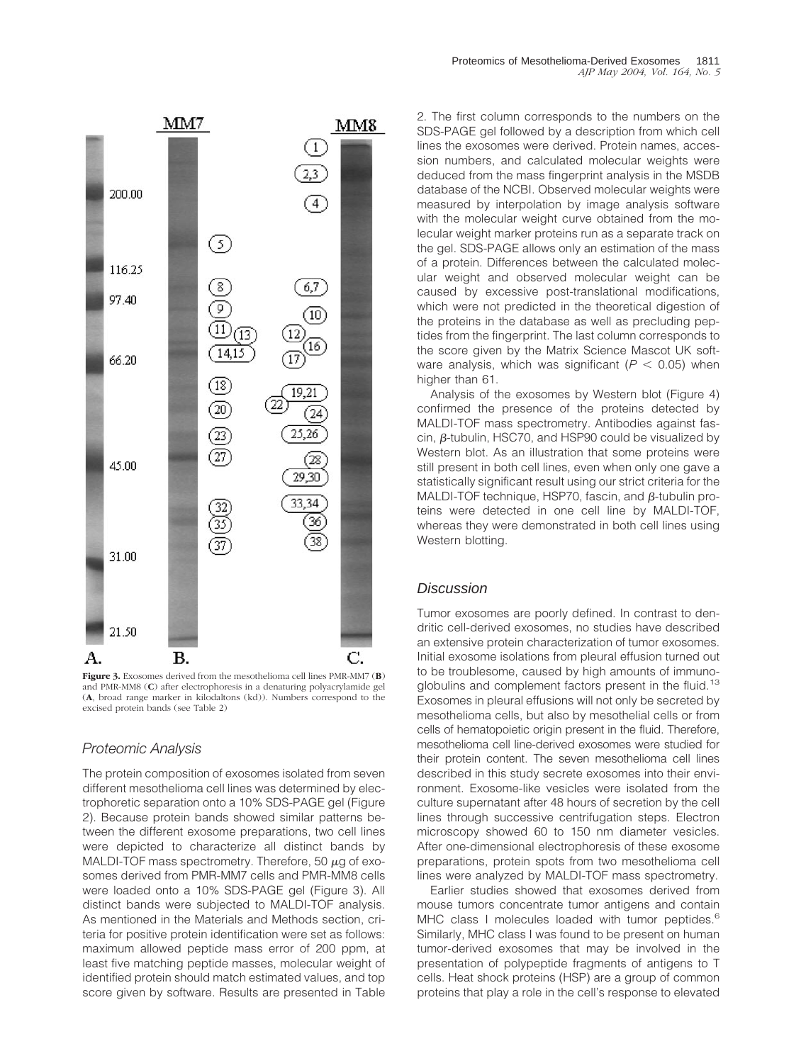**Figure 3.** Exosomes derived from the mesothelioma cell lines PMR-MM7 (**B**) and PMR-MM8 (**C**) after electrophoresis in a denaturing polyacrylamide gel (**A**, broad range marker in kilodaltons (kd)). Numbers correspond to the excised protein bands (see Table 2)

## Proteomic Analysis

The protein composition of exosomes isolated from seven different mesothelioma cell lines was determined by electrophoretic separation onto a 10% SDS-PAGE gel (Figure 2). Because protein bands showed similar patterns between the different exosome preparations, two cell lines were depicted to characterize all distinct bands by MALDI-TOF mass spectrometry. Therefore, 50 $\mu$g of exosomes derived from PMR-MM7 cells and PMR-MM8 cells were loaded onto a 10% SDS-PAGE gel (Figure 3). All distinct bands were subjected to MALDI-TOF analysis. As mentioned in the Materials and Methods section, criteria for positive protein identification were set as follows: maximum allowed peptide mass error of 200 ppm, at least five matching peptide masses, molecular weight of identified protein should match estimated values, and top score given by software. Results are presented in Table 2. The first column corresponds to the numbers on the SDS-PAGE gel followed by a description from which cell lines the exosomes were derived. Protein names, accession numbers, and calculated molecular weights were deduced from the mass fingerprint analysis in the MSDB database of the NCBI. Observed molecular weights were measured by interpolation by image analysis software with the molecular weight curve obtained from the molecular weight marker proteins run as a separate track on the gel. SDS-PAGE allows only an estimation of the mass of a protein. Differences between the calculated molecular weight and observed molecular weight can be caused by excessive post-translational modifications, which were not predicted in the theoretical digestion of the proteins in the database as well as precluding peptides from the fingerprint. The last column corresponds to the score given by the Matrix Science Mascot UK software analysis, which was significant ($P < 0.05$) when higher than 61.

Analysis of the exosomes by Western blot (Figure 4) confirmed the presence of the proteins detected by MALDI-TOF mass spectrometry. Antibodies against fascin, $\beta$-tubulin, HSC70, and HSP90 could be visualized by Western blot. As an illustration that some proteins were still present in both cell lines, even when only one gave a statistically significant result using our strict criteria for the MALDI-TOF technique, HSP70, fascin, and $\beta$-tubulin proteins were detected in one cell line by MALDI-TOF, whereas they were demonstrated in both cell lines using Western blotting.

## Discussion

Tumor exosomes are poorly defined. In contrast to dendritic cell-derived exosomes, no studies have described an extensive protein characterization of tumor exosomes. Initial exosome isolations from pleural effusion turned out to be troublesome, caused by high amounts of immunoglobulins and complement factors present in the fluid.[13] Exosomes in pleural effusions will not only be secreted by mesothelioma cells, but also by mesothelial cells or from cells of hematopoietic origin present in the fluid. Therefore, mesothelioma cell line-derived exosomes were studied for their protein content. The seven mesothelioma cell lines described in this study secrete exosomes into their environment. Exosome-like vesicles were isolated from the culture supernatant after 48 hours of secretion by the cell lines through successive centrifugation steps. Electron microscopy showed 60 to 150 nm diameter vesicles. After one-dimensional electrophoresis of these exosome preparations, protein spots from two mesothelioma cell lines were analyzed by MALDI-TOF mass spectrometry.

Earlier studies showed that exosomes derived from mouse tumors concentrate tumor antigens and contain MHC class I molecules loaded with tumor peptides.[6] Similarly, MHC class I was found to be present on human tumor-derived exosomes that may be involved in the presentation of polypeptide fragments of antigens to T cells. Heat shock proteins (HSP) are a group of common proteins that play a role in the cell's response to elevated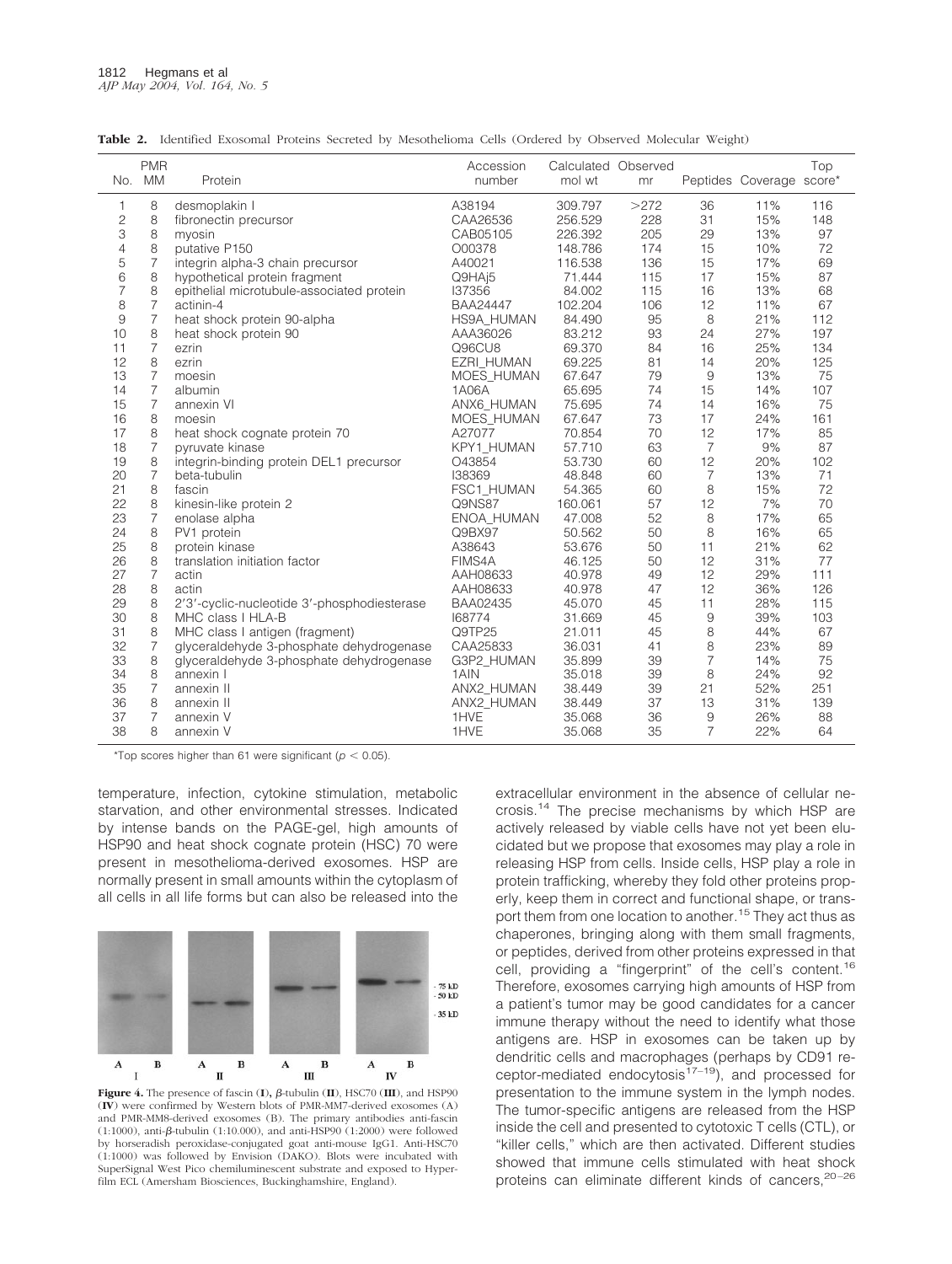**Table 2.** Identified Exosomal Proteins Secreted by Mesothelioma Cells (Ordered by Observed Molecular Weight)

| No. | PMR MM | Protein | Accession number | Calculated mol wt | Observed mr | Peptides | Coverage | Top score* |
|---|---|---|---|---|---|---|---|---|
| 1 | 8 | desmoplakin I | A38194 | 309.797 | >272 | 36 | 11% | 116 |
| 2 | 8 | fibronectin precursor | CAA26536 | 256.529 | 228 | 31 | 15% | 148 |
| 3 | 8 | myosin | CAB05105 | 226.392 | 205 | 29 | 13% | 97 |
| 4 | 8 | putative P150 | O00378 | 148.786 | 174 | 15 | 10% | 72 |
| 5 | 7 | integrin alpha-3 chain precursor | A40021 | 116.538 | 136 | 15 | 17% | 69 |
| 6 | 8 | hypothetical protein fragment | Q9HAj5 | 71.444 | 115 | 17 | 15% | 87 |
| 7 | 8 | epithelial microtubule-associated protein | I37356 | 84.002 | 115 | 16 | 13% | 68 |
| 8 | 7 | actinin-4 | BAA24447 | 102.204 | 106 | 12 | 11% | 67 |
| 9 | 7 | heat shock protein 90-alpha | HS9A_HUMAN | 84.490 | 95 | 8 | 21% | 112 |
| 10 | 8 | heat shock protein 90 | AAA36026 | 83.212 | 93 | 24 | 27% | 197 |
| 11 | 7 | ezrin | Q96CU8 | 69.370 | 84 | 16 | 25% | 134 |
| 12 | 8 | ezrin | EZRI_HUMAN | 69.225 | 81 | 14 | 20% | 125 |
| 13 | 7 | moesin | MOES_HUMAN | 67.647 | 79 | 9 | 13% | 75 |
| 14 | 7 | albumin | 1A06A | 65.695 | 74 | 15 | 14% | 107 |
| 15 | 7 | annexin VI | ANX6_HUMAN | 75.695 | 74 | 14 | 16% | 75 |
| 16 | 8 | moesin | MOES_HUMAN | 67.647 | 73 | 17 | 24% | 161 |
| 17 | 8 | heat shock cognate protein 70 | A27077 | 70.854 | 70 | 12 | 17% | 85 |
| 18 | 7 | pyruvate kinase | KPY1_HUMAN | 57.710 | 63 | 7 | 9% | 87 |
| 19 | 8 | integrin-binding protein DEL1 precursor | O43854 | 53.730 | 60 | 12 | 20% | 102 |
| 20 | 7 | beta-tubulin | I38369 | 48.848 | 60 | 7 | 13% | 71 |
| 21 | 8 | fascin | FSC1_HUMAN | 54.365 | 60 | 8 | 15% | 72 |
| 22 | 8 | kinesin-like protein 2 | Q9NS87 | 160.061 | 57 | 12 | 7% | 70 |
| 23 | 7 | enolase alpha | ENOA_HUMAN | 47.008 | 52 | 8 | 17% | 65 |
| 24 | 8 | PV1 protein | Q9BX97 | 50.562 | 50 | 8 | 16% | 65 |
| 25 | 8 | protein kinase | A38643 | 53.676 | 50 | 11 | 21% | 62 |
| 26 | 8 | translation initiation factor | FIMS4A | 46.125 | 50 | 12 | 31% | 77 |
| 27 | 7 | actin | AAH08633 | 40.978 | 49 | 12 | 29% | 111 |
| 28 | 8 | actin | AAH08633 | 40.978 | 47 | 12 | 36% | 126 |
| 29 | 8 | 2′3′-cyclic-nucleotide 3′-phosphodiesterase | BAA02435 | 45.070 | 45 | 11 | 28% | 115 |
| 30 | 8 | MHC class I HLA-B | I68774 | 31.669 | 45 | 9 | 39% | 103 |
| 31 | 8 | MHC class I antigen (fragment) | Q9TP25 | 21.011 | 45 | 8 | 44% | 67 |
| 32 | 7 | glyceraldehyde 3-phosphate dehydrogenase | CAA25833 | 36.031 | 41 | 8 | 23% | 89 |
| 33 | 8 | glyceraldehyde 3-phosphate dehydrogenase | G3P2_HUMAN | 35.899 | 39 | 7 | 14% | 75 |
| 34 | 8 | annexin I | 1AIN | 35.018 | 39 | 8 | 24% | 92 |
| 35 | 7 | annexin II | ANX2_HUMAN | 38.449 | 39 | 21 | 52% | 251 |
| 36 | 8 | annexin II | ANX2_HUMAN | 38.449 | 37 | 13 | 31% | 139 |
| 37 | 7 | annexin V | 1HVE | 35.068 | 36 | 9 | 26% | 88 |
| 38 | 8 | annexin V | 1HVE | 35.068 | 35 | 7 | 22% | 64 |

*Top scores higher than 61 were significant ($p < 0.05$).

temperature, infection, cytokine stimulation, metabolic starvation, and other environmental stresses. Indicated by intense bands on the PAGE-gel, high amounts of HSP90 and heat shock cognate protein (HSC) 70 were present in mesothelioma-derived exosomes. HSP are normally present in small amounts within the cytoplasm of all cells in all life forms but can also be released into the extracellular environment in the absence of cellular necrosis.[14] The precise mechanisms by which HSP are actively released by viable cells have not yet been elucidated but we propose that exosomes may play a role in releasing HSP from cells. Inside cells, HSP play a role in protein trafficking, whereby they fold other proteins properly, keep them in correct and functional shape, or transport them from one location to another.[15] They act thus as chaperones, bringing along with them small fragments, or peptides, derived from other proteins expressed in that cell, providing a "fingerprint" of the cell's content.[16] Therefore, exosomes carrying high amounts of HSP from a patient's tumor may be good candidates for a cancer immune therapy without the need to identify what those antigens are. HSP in exosomes can be taken up by dendritic cells and macrophages (perhaps by CD91 receptor-mediated endocytosis[17–19]), and processed for presentation to the immune system in the lymph nodes. The tumor-specific antigens are released from the HSP inside the cell and presented to cytotoxic T cells (CTL), or "killer cells," which are then activated. Different studies showed that immune cells stimulated with heat shock proteins can eliminate different kinds of cancers,[20–26]

**Figure 4.** The presence of fascin (**I**), β-tubulin (**II**), HSC70 (**III**), and HSP90 (**IV**) were confirmed by Western blots of PMR-MM7-derived exosomes (A) and PMR-MM8-derived exosomes (B). The primary antibodies anti-fascin (1:1000), anti-β-tubulin (1:10.000), and anti-HSP90 (1:2000) were followed by horseradish peroxidase-conjugated goat anti-mouse IgG1. Anti-HSC70 (1:1000) was followed by Envision (DAKO). Blots were incubated with SuperSignal West Pico chemiluminescent substrate and exposed to Hyperfilm ECL (Amersham Biosciences, Buckinghamshire, England).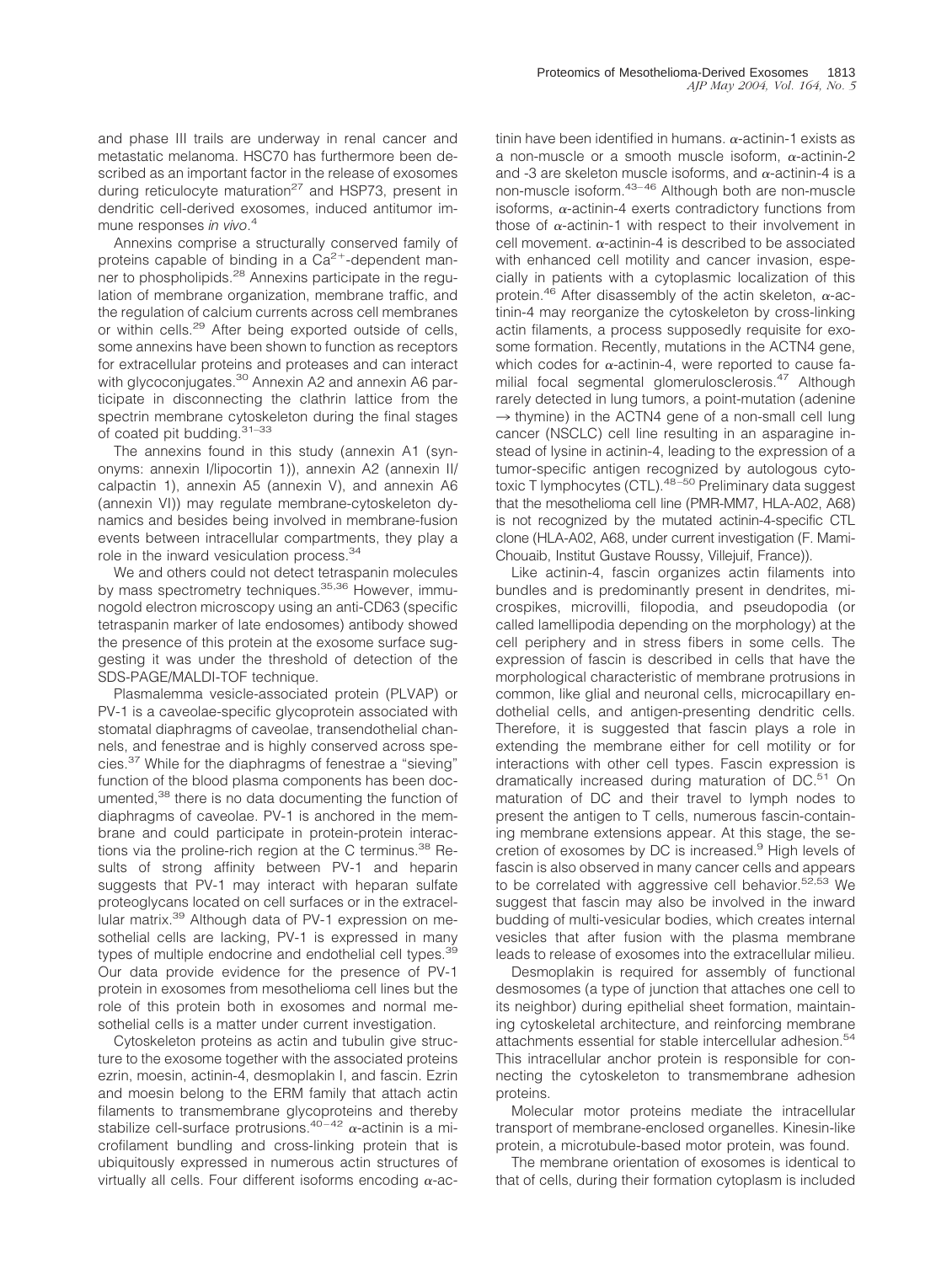and phase III trails are underway in renal cancer and metastatic melanoma. HSC70 has furthermore been described as an important factor in the release of exosomes during reticulocyte maturation[27] and HSP73, present in dendritic cell-derived exosomes, induced antitumor immune responses *in vivo*.[4]

Annexins comprise a structurally conserved family of proteins capable of binding in a $Ca^{2+}$-dependent manner to phospholipids.[28] Annexins participate in the regulation of membrane organization, membrane traffic, and the regulation of calcium currents across cell membranes or within cells.[29] After being exported outside of cells, some annexins have been shown to function as receptors for extracellular proteins and proteases and can interact with glycoconjugates.[30] Annexin A2 and annexin A6 participate in disconnecting the clathrin lattice from the spectrin membrane cytoskeleton during the final stages of coated pit budding.[31–33]

The annexins found in this study (annexin A1 (synonyms: annexin I/lipocortin 1)), annexin A2 (annexin II/calpactin 1), annexin A5 (annexin V), and annexin A6 (annexin VI)) may regulate membrane-cytoskeleton dynamics and besides being involved in membrane-fusion events between intracellular compartments, they play a role in the inward vesiculation process.[34]

We and others could not detect tetraspanin molecules by mass spectrometry techniques.[35,36] However, immunogold electron microscopy using an anti-CD63 (specific tetraspanin marker of late endosomes) antibody showed the presence of this protein at the exosome surface suggesting it was under the threshold of detection of the SDS-PAGE/MALDI-TOF technique.

Plasmalemma vesicle-associated protein (PLVAP) or PV-1 is a caveolae-specific glycoprotein associated with stomatal diaphragms of caveolae, transendothelial channels, and fenestrae and is highly conserved across species.[37] While for the diaphragms of fenestrae a "sieving" function of the blood plasma components has been documented,[38] there is no data documenting the function of diaphragms of caveolae. PV-1 is anchored in the membrane and could participate in protein-protein interactions via the proline-rich region at the C terminus.[38] Results of strong affinity between PV-1 and heparin suggests that PV-1 may interact with heparan sulfate proteoglycans located on cell surfaces or in the extracellular matrix.[39] Although data of PV-1 expression on mesothelial cells are lacking, PV-1 is expressed in many types of multiple endocrine and endothelial cell types.[39] Our data provide evidence for the presence of PV-1 protein in exosomes from mesothelioma cell lines but the role of this protein both in exosomes and normal mesothelial cells is a matter under current investigation.

Cytoskeleton proteins as actin and tubulin give structure to the exosome together with the associated proteins ezrin, moesin, actinin-4, desmoplakin I, and fascin. Ezrin and moesin belong to the ERM family that attach actin filaments to transmembrane glycoproteins and thereby stabilize cell-surface protrusions.[40–42] α-actinin is a microfilament bundling and cross-linking protein that is ubiquitously expressed in numerous actin structures of virtually all cells. Four different isoforms encoding α-actinin have been identified in humans. α-actinin-1 exists as a non-muscle or a smooth muscle isoform, α-actinin-2 and -3 are skeleton muscle isoforms, and α-actinin-4 is a non-muscle isoform.[43–46] Although both are non-muscle isoforms, α-actinin-4 exerts contradictory functions from those of α-actinin-1 with respect to their involvement in cell movement. α-actinin-4 is described to be associated with enhanced cell motility and cancer invasion, especially in patients with a cytoplasmic localization of this protein.[46] After disassembly of the actin skeleton, α-actinin-4 may reorganize the cytoskeleton by cross-linking actin filaments, a process supposedly requisite for exosome formation. Recently, mutations in the ACTN4 gene, which codes for α-actinin-4, were reported to cause familial focal segmental glomerulosclerosis.[47] Although rarely detected in lung tumors, a point-mutation (adenine → thymine) in the ACTN4 gene of a non-small cell lung cancer (NSCLC) cell line resulting in an asparagine instead of lysine in actinin-4, leading to the expression of a tumor-specific antigen recognized by autologous cytotoxic T lymphocytes (CTL).[48–50] Preliminary data suggest that the mesothelioma cell line (PMR-MM7, HLA-A02, A68) is not recognized by the mutated actinin-4-specific CTL clone (HLA-A02, A68, under current investigation (F. Mami-Chouaib, Institut Gustave Roussy, Villejuif, France)).

Like actinin-4, fascin organizes actin filaments into bundles and is predominantly present in dendrites, microspikes, microvilli, filopodia, and pseudopodia (or called lamellipodia depending on the morphology) at the cell periphery and in stress fibers in some cells. The expression of fascin is described in cells that have the morphological characteristic of membrane protrusions in common, like glial and neuronal cells, microcapillary endothelial cells, and antigen-presenting dendritic cells. Therefore, it is suggested that fascin plays a role in extending the membrane either for cell motility or for interactions with other cell types. Fascin expression is dramatically increased during maturation of DC.[51] On maturation of DC and their travel to lymph nodes to present the antigen to T cells, numerous fascin-containing membrane extensions appear. At this stage, the secretion of exosomes by DC is increased.[9] High levels of fascin is also observed in many cancer cells and appears to be correlated with aggressive cell behavior.[52,53] We suggest that fascin may also be involved in the inward budding of multi-vesicular bodies, which creates internal vesicles that after fusion with the plasma membrane leads to release of exosomes into the extracellular milieu.

Desmoplakin is required for assembly of functional desmosomes (a type of junction that attaches one cell to its neighbor) during epithelial sheet formation, maintaining cytoskeletal architecture, and reinforcing membrane attachments essential for stable intercellular adhesion.[54] This intracellular anchor protein is responsible for connecting the cytoskeleton to transmembrane adhesion proteins.

Molecular motor proteins mediate the intracellular transport of membrane-enclosed organelles. Kinesin-like protein, a microtubule-based motor protein, was found.

The membrane orientation of exosomes is identical to that of cells, during their formation cytoplasm is included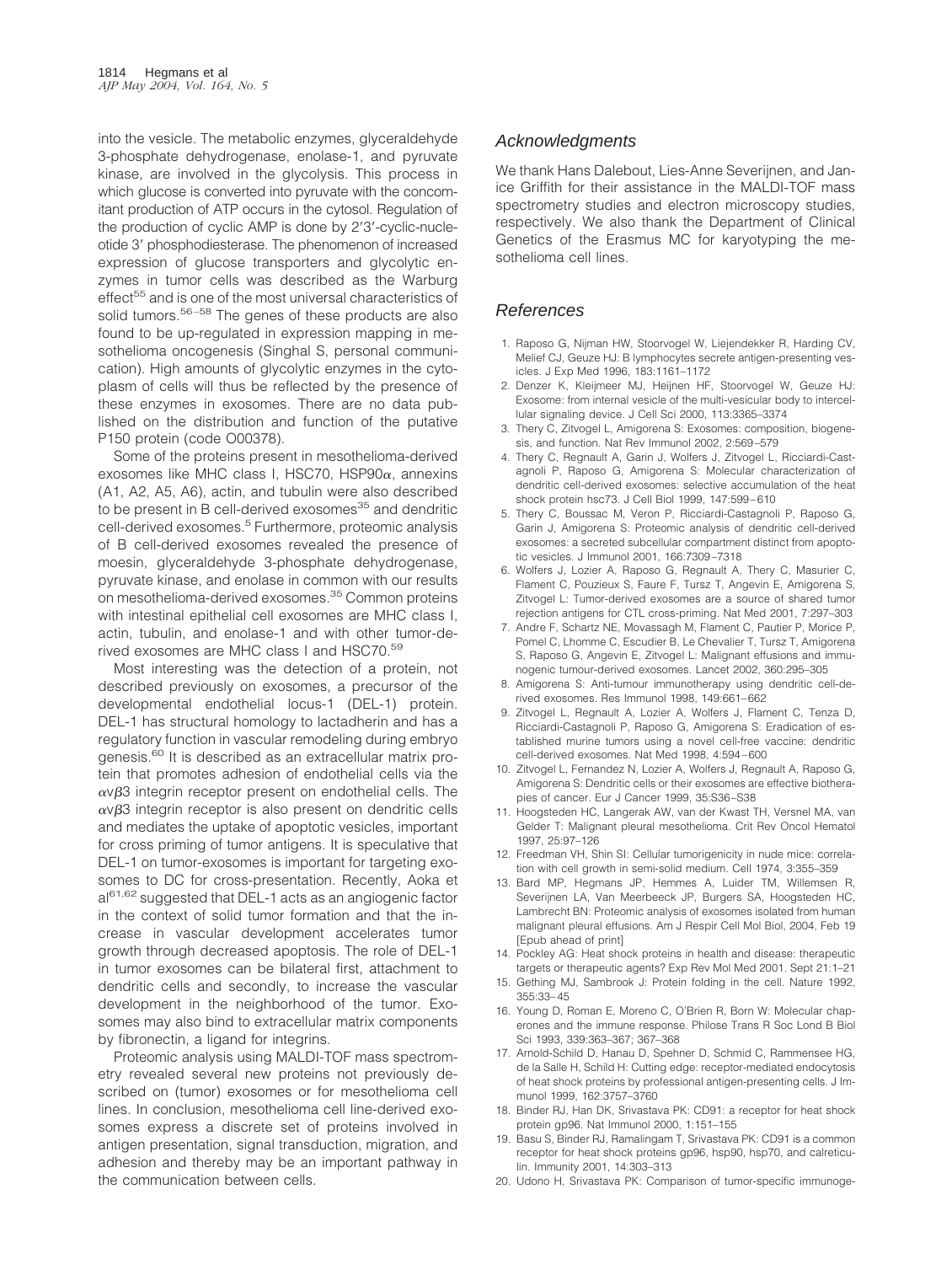into the vesicle. The metabolic enzymes, glyceraldehyde 3-phosphate dehydrogenase, enolase-1, and pyruvate kinase, are involved in the glycolysis. This process in which glucose is converted into pyruvate with the concomitant production of ATP occurs in the cytosol. Regulation of the production of cyclic AMP is done by 2′3′-cyclic-nucleotide 3′ phosphodiesterase. The phenomenon of increased expression of glucose transporters and glycolytic enzymes in tumor cells was described as the Warburg effect[55] and is one of the most universal characteristics of solid tumors.[56–58] The genes of these products are also found to be up-regulated in expression mapping in mesothelioma oncogenesis (Singhal S, personal communication). High amounts of glycolytic enzymes in the cytoplasm of cells will thus be reflected by the presence of these enzymes in exosomes. There are no data published on the distribution and function of the putative P150 protein (code O00378).

Some of the proteins present in mesothelioma-derived exosomes like MHC class I, HSC70, HSP90α, annexins (A1, A2, A5, A6), actin, and tubulin were also described to be present in B cell-derived exosomes[35] and dendritic cell-derived exosomes.[5] Furthermore, proteomic analysis of B cell-derived exosomes revealed the presence of moesin, glyceraldehyde 3-phosphate dehydrogenase, pyruvate kinase, and enolase in common with our results on mesothelioma-derived exosomes.[35] Common proteins with intestinal epithelial cell exosomes are MHC class I, actin, tubulin, and enolase-1 and with other tumor-derived exosomes are MHC class I and HSC70.[59]

Most interesting was the detection of a protein, not described previously on exosomes, a precursor of the developmental endothelial locus-1 (DEL-1) protein. DEL-1 has structural homology to lactadherin and has a regulatory function in vascular remodeling during embryo genesis.[60] It is described as an extracellular matrix protein that promotes adhesion of endothelial cells via the $\alpha v\beta 3$ integrin receptor present on endothelial cells. The $\alpha v\beta 3$ integrin receptor is also present on dendritic cells and mediates the uptake of apoptotic vesicles, important for cross priming of tumor antigens. It is speculative that DEL-1 on tumor-exosomes is important for targeting exosomes to DC for cross-presentation. Recently, Aoka et al[61,62] suggested that DEL-1 acts as an angiogenic factor in the context of solid tumor formation and that the increase in vascular development accelerates tumor growth through decreased apoptosis. The role of DEL-1 in tumor exosomes can be bilateral first, attachment to dendritic cells and secondly, to increase the vascular development in the neighborhood of the tumor. Exosomes may also bind to extracellular matrix components by fibronectin, a ligand for integrins.

Proteomic analysis using MALDI-TOF mass spectrometry revealed several new proteins not previously described on (tumor) exosomes or for mesothelioma cell lines. In conclusion, mesothelioma cell line-derived exosomes express a discrete set of proteins involved in antigen presentation, signal transduction, migration, and adhesion and thereby may be an important pathway in the communication between cells.

## Acknowledgments

We thank Hans Dalebout, Lies-Anne Severijnen, and Janice Griffith for their assistance in the MALDI-TOF mass spectrometry studies and electron microscopy studies, respectively. We also thank the Department of Clinical Genetics of the Erasmus MC for karyotyping the mesothelioma cell lines.

## References

1. Raposo G, Nijman HW, Stoorvogel W, Liejendekker R, Harding CV, Melief CJ, Geuze HJ: B lymphocytes secrete antigen-presenting vesicles. J Exp Med 1996, 183:1161–1172
2. Denzer K, Kleijmeer MJ, Heijnen HF, Stoorvogel W, Geuze HJ: Exosome: from internal vesicle of the multi-vesicular body to intercellular signaling device. J Cell Sci 2000, 113:3365–3374
3. Thery C, Zitvogel L, Amigorena S: Exosomes: composition, biogenesis, and function. Nat Rev Immunol 2002, 2:569–579
4. Thery C, Regnault A, Garin J, Wolfers J, Zitvogel L, Ricciardi-Castagnoli P, Raposo G, Amigorena S: Molecular characterization of dendritic cell-derived exosomes: selective accumulation of the heat shock protein hsc73. J Cell Biol 1999, 147:599–610
5. Thery C, Boussac M, Veron P, Ricciardi-Castagnoli P, Raposo G, Garin J, Amigorena S: Proteomic analysis of dendritic cell-derived exosomes: a secreted subcellular compartment distinct from apoptotic vesicles. J Immunol 2001, 166:7309–7318
6. Wolfers J, Lozier A, Raposo G, Regnault A, Thery C, Masurier C, Flament C, Pouzieux S, Faure F, Tursz T, Angevin E, Amigorena S, Zitvogel L: Tumor-derived exosomes are a source of shared tumor rejection antigens for CTL cross-priming. Nat Med 2001, 7:297–303
7. Andre F, Schartz NE, Movassagh M, Flament C, Pautier P, Morice P, Pomel C, Lhomme C, Escudier B, Le Chevalier T, Tursz T, Amigorena S, Raposo G, Angevin E, Zitvogel L: Malignant effusions and immunogenic tumour-derived exosomes. Lancet 2002, 360:295–305
8. Amigorena S: Anti-tumour immunotherapy using dendritic cell-derived exosomes. Res Immunol 1998, 149:661–662
9. Zitvogel L, Regnault A, Lozier A, Wolfers J, Flament C, Tenza D, Ricciardi-Castagnoli P, Raposo G, Amigorena S: Eradication of established murine tumors using a novel cell-free vaccine: dendritic cell-derived exosomes. Nat Med 1998, 4:594–600
10. Zitvogel L, Fernandez N, Lozier A, Wolfers J, Regnault A, Raposo G, Amigorena S: Dendritic cells or their exosomes are effective biotherapies of cancer. Eur J Cancer 1999, 35:S36–S38
11. Hoogsteden HC, Langerak AW, van der Kwast TH, Versnel MA, van Gelder T: Malignant pleural mesothelioma. Crit Rev Oncol Hematol 1997, 25:97–126
12. Freedman VH, Shin SI: Cellular tumorigenicity in nude mice: correlation with cell growth in semi-solid medium. Cell 1974, 3:355–359
13. Bard MP, Hegmans JP, Hemmes A, Luider TM, Willemsen R, Severijnen LA, Van Meerbeeck JP, Burgers SA, Hoogsteden HC, Lambrecht BN: Proteomic analysis of exosomes isolated from human malignant pleural effusions. Am J Respir Cell Mol Biol, 2004, Feb 19 [Epub ahead of print]
14. Pockley AG: Heat shock proteins in health and disease: therapeutic targets or therapeutic agents? Exp Rev Mol Med 2001. Sept 21:1–21
15. Gething MJ, Sambrook J: Protein folding in the cell. Nature 1992, 355:33–45
16. Young D, Roman E, Moreno C, O'Brien R, Born W: Molecular chaperones and the immune response. Philose Trans R Soc Lond B Biol Sci 1993, 339:363–367; 367–368
17. Arnold-Schild D, Hanau D, Spehner D, Schmid C, Rammensee HG, de la Salle H, Schild H: Cutting edge: receptor-mediated endocytosis of heat shock proteins by professional antigen-presenting cells. J Immunol 1999, 162:3757–3760
18. Binder RJ, Han DK, Srivastava PK: CD91: a receptor for heat shock protein gp96. Nat Immunol 2000, 1:151–155
19. Basu S, Binder RJ, Ramalingam T, Srivastava PK: CD91 is a common receptor for heat shock proteins gp96, hsp90, hsp70, and calreticulin. Immunity 2001, 14:303–313
20. Udono H, Srivastava PK: Comparison of tumor-specific immunoge-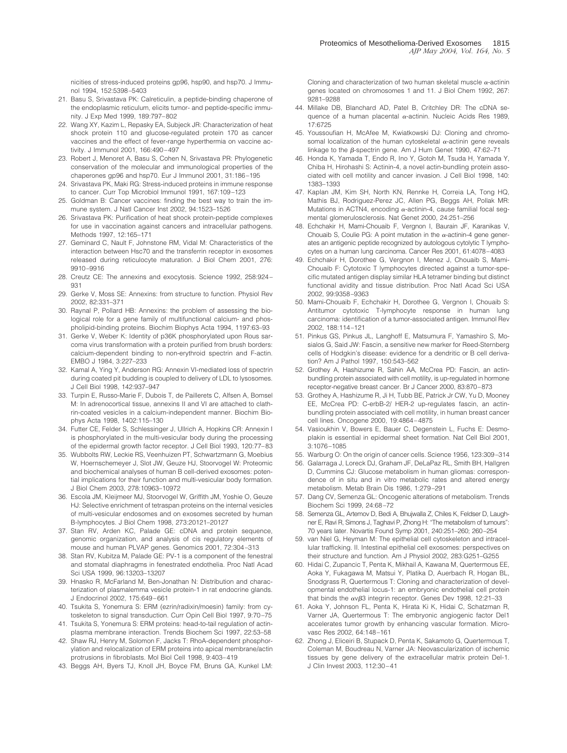nicities of stress-induced proteins gp96, hsp90, and hsp70. J Immunol 1994, 152:5398–5403

21. Basu S, Srivastava PK: Calreticulin, a peptide-binding chaperone of the endoplasmic reticulum, elicits tumor- and peptide-specific immunity. J Exp Med 1999, 189:797–802
22. Wang XY, Kazim L, Repasky EA, Subjeck JR: Characterization of heat shock protein 110 and glucose-regulated protein 170 as cancer vaccines and the effect of fever-range hyperthermia on vaccine activity. J Immunol 2001, 166:490–497
23. Robert J, Menoret A, Basu S, Cohen N, Srivastava PR: Phylogenetic conservation of the molecular and immunological properties of the chaperones gp96 and hsp70. Eur J Immunol 2001, 31:186–195
24. Srivastava PK, Maki RG: Stress-induced proteins in immune response to cancer. Curr Top Microbiol Immunol 1991, 167:109–123
25. Goldman B: Cancer vaccines: finding the best way to train the immune system. J Natl Cancer Inst 2002, 94:1523–1526
26. Srivastava PK: Purification of heat shock protein-peptide complexes for use in vaccination against cancers and intracellular pathogens. Methods 1997, 12:165–171
27. Geminard C, Nault F, Johnstone RM, Vidal M: Characteristics of the interaction between Hsc70 and the transferrin receptor in exosomes released during reticulocyte maturation. J Biol Chem 2001, 276: 9910–9916
28. Creutz CE: The annexins and exocytosis. Science 1992, 258:924–931
29. Gerke V, Moss SE: Annexins: from structure to function. Physiol Rev 2002, 82:331–371
30. Raynal P, Pollard HB: Annexins: the problem of assessing the biological role for a gene family of multifunctional calcium- and phospholipid-binding proteins. Biochim Biophys Acta 1994, 1197:63–93
31. Gerke V, Weber K: Identity of p36K phosphorylated upon Rous sarcoma virus transformation with a protein purified from brush borders: calcium-dependent binding to non-erythroid spectrin and F-actin. EMBO J 1984, 3:227–233
32. Kamal A, Ying Y, Anderson RG: Annexin VI-mediated loss of spectrin during coated pit budding is coupled to delivery of LDL to lysosomes. J Cell Biol 1998, 142:937–947
33. Turpin E, Russo-Marie F, Dubois T, de Paillerets C, Alfsen A, Bomsel M: In adrenocortical tissue, annexins II and VI are attached to clathrin-coated vesicles in a calcium-independent manner. Biochim Biophys Acta 1998, 1402:115–130
34. Futter CE, Felder S, Schlessinger J, Ullrich A, Hopkins CR: Annexin I is phosphorylated in the multi-vesicular body during the processing of the epidermal growth factor receptor. J Cell Biol 1993, 120:77–83
35. Wubbolts RW, Leckie RS, Veenhuizen PT, Schwartzmann G, Moebius W, Hoernschemeyer J, Slot JW, Geuze HJ, Stoorvogel W: Proteomic and biochemical analyses of human B cell-derived exosomes: potential implications for their function and multi-vesicular body formation. J Biol Chem 2003, 278:10963–10972
36. Escola JM, Kleijmeer MJ, Stoorvogel W, Griffith JM, Yoshie O, Geuze HJ: Selective enrichment of tetraspan proteins on the internal vesicles of multi-vesicular endosomes and on exosomes secreted by human B-lymphocytes. J Biol Chem 1998, 273:20121–20127
37. Stan RV, Arden KC, Palade GE: cDNA and protein sequence, genomic organization, and analysis of cis regulatory elements of mouse and human PLVAP genes. Genomics 2001, 72:304–313
38. Stan RV, Kubitza M, Palade GE: PV-1 is a component of the fenestral and stomatal diaphragms in fenestrated endothelia. Proc Natl Acad Sci USA 1999, 96:13203–13207
39. Hnasko R, McFarland M, Ben-Jonathan N: Distribution and characterization of plasmalemma vesicle protein-1 in rat endocrine glands. J Endocrinol 2002, 175:649–661
40. Tsukita S, Yonemura S: ERM (ezrin/radixin/moesin) family: from cytoskeleton to signal transduction. Curr Opin Cell Biol 1997, 9:70–75
41. Tsukita S, Yonemura S: ERM proteins: head-to-tail regulation of actin-plasma membrane interaction. Trends Biochem Sci 1997, 22:53–58
42. Shaw RJ, Henry M, Solomon F, Jacks T: RhoA-dependent phosphorylation and relocalization of ERM proteins into apical membrane/actin protrusions in fibroblasts. Mol Biol Cell 1998, 9:403–419
43. Beggs AH, Byers TJ, Knoll JH, Boyce FM, Bruns GA, Kunkel LM: Cloning and characterization of two human skeletal muscle α-actinin genes located on chromosomes 1 and 11. J Biol Chem 1992, 267: 9281–9288
44. Millake DB, Blanchard AD, Patel B, Critchley DR: The cDNA sequence of a human placental α-actinin. Nucleic Acids Res 1989, 17:6725
45. Youssoufian H, McAfee M, Kwiatkowski DJ: Cloning and chromosomal localization of the human cytoskeletal α-actinin gene reveals linkage to the β-spectrin gene. Am J Hum Genet 1990, 47:62–71
46. Honda K, Yamada T, Endo R, Ino Y, Gotoh M, Tsuda H, Yamada Y, Chiba H, Hirohashi S: Actinin-4, a novel actin-bundling protein associated with cell motility and cancer invasion. J Cell Biol 1998, 140: 1383–1393
47. Kaplan JM, Kim SH, North KN, Rennke H, Correia LA, Tong HQ, Mathis BJ, Rodriguez-Perez JC, Allen PG, Beggs AH, Pollak MR: Mutations in ACTN4, encoding α-actinin-4, cause familial focal segmental glomerulosclerosis. Nat Genet 2000, 24:251–256
48. Echchakir H, Mami-Chouaib F, Vergnon I, Baurain JF, Karanikas V, Chouaib S, Coulie PG: A point mutation in the α-actinin-4 gene generates an antigenic peptide recognized by autologous cytolytic T lymphocytes on a human lung carcinoma. Cancer Res 2001, 61:4078–4083
49. Echchakir H, Dorothee G, Vergnon I, Menez J, Chouaib S, Mami-Chouaib F: Cytotoxic T lymphocytes directed against a tumor-specific mutated antigen display similar HLA tetramer binding but distinct functional avidity and tissue distribution. Proc Natl Acad Sci USA 2002, 99:9358–9363
50. Mami-Chouaib F, Echchakir H, Dorothee G, Vergnon I, Chouaib S: Antitumor cytotoxic T-lymphocyte response in human lung carcinoma: identification of a tumor-associated antigen. Immunol Rev 2002, 188:114–121
51. Pinkus GS, Pinkus JL, Langhoff E, Matsumura F, Yamashiro S, Mosialos G, Said JW: Fascin, a sensitive new marker for Reed-Sternberg cells of Hodgkin's disease: evidence for a dendritic or B cell derivation? Am J Pathol 1997, 150:543–562
52. Grothey A, Hashizume R, Sahin AA, McCrea PD: Fascin, an actin-bundling protein associated with cell motility, is up-regulated in hormone receptor-negative breast cancer. Br J Cancer 2000, 83:870–873
53. Grothey A, Hashizume R, Ji H, Tubb BE, Patrick Jr CW, Yu D, Mooney EE, McCrea PD: C-erbB-2/ HER-2 up-regulates fascin, an actin-bundling protein associated with cell motility, in human breast cancer cell lines. Oncogene 2000, 19:4864–4875
54. Vasioukhin V, Bowers E, Bauer C, Degenstein L, Fuchs E: Desmoplakin is essential in epidermal sheet formation. Nat Cell Biol 2001, 3:1076–1085
55. Warburg O: On the origin of cancer cells. Science 1956, 123:309–314
56. Galarraga J, Loreck DJ, Graham JF, DeLaPaz RL, Smith BH, Hallgren D, Cummins CJ: Glucose metabolism in human gliomas: correspondence of in situ and in vitro metabolic rates and altered energy metabolism. Metab Brain Dis 1986, 1:279–291
57. Dang CV, Semenza GL: Oncogenic alterations of metabolism. Trends Biochem Sci 1999, 24:68–72
58. Semenza GL, Artemov D, Bedi A, Bhujwalla Z, Chiles K, Feldser D, Laughner E, Ravi R, Simons J, Taghavi P, Zhong H: "The metabolism of tumours": 70 years later. Novartis Found Symp 2001, 240:251–260; 260–254
59. van Niel G, Heyman M: The epithelial cell cytoskeleton and intracellular trafficking. II. Intestinal epithelial cell exosomes: perspectives on their structure and function. Am J Physiol 2002, 283:G251–G255
60. Hidai C, Zupancic T, Penta K, Mikhail A, Kawana M, Quertermous EE, Aoka Y, Fukagawa M, Matsui Y, Platika D, Auerbach R, Hogan BL, Snodgrass R, Quertermous T: Cloning and characterization of developmental endothelial locus-1: an embryonic endothelial cell protein that binds the αvβ3 integrin receptor. Genes Dev 1998, 12:21–33
61. Aoka Y, Johnson FL, Penta K, Hirata Ki K, Hidai C, Schatzman R, Varner JA, Quertermous T: The embryonic angiogenic factor Del1 accelerates tumor growth by enhancing vascular formation. Microvasc Res 2002, 64:148–161
62. Zhong J, Eliceiri B, Stupack D, Penta K, Sakamoto G, Quertermous T, Coleman M, Boudreau N, Varner JA: Neovascularization of ischemic tissues by gene delivery of the extracellular matrix protein Del-1. J Clin Invest 2003, 112:30–41